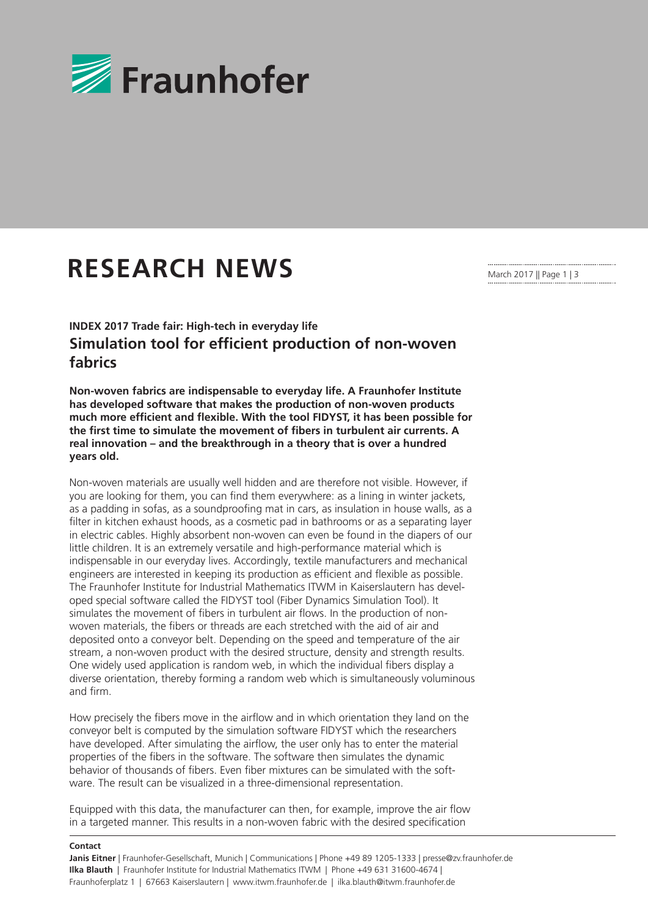# RESEARCH NEWS

## INDEX 2017 Trade fair: High-tech in everyday life

## Simulation tool for efficient production of non-woven fabrics

**Non-woven fabrics are indispensable to everyday life. A Fraunhofer Institute has developed software that makes the production of non-woven products much more efficient and flexible. With the tool FIDYST, it has been possible for the first time to simulate the movement of fibers in turbulent air currents. A real innovation – and the breakthrough in a theory that is over a hundred years old.**

Non-woven materials are usually well hidden and are therefore not visible. However, if you are looking for them, you can find them everywhere: as a lining in winter jackets, as a padding in sofas, as a soundproofing mat in cars, as insulation in house walls, as a filter in kitchen exhaust hoods, as a cosmetic pad in bathrooms or as a separating layer in electric cables. Highly absorbent non-woven can even be found in the diapers of our little children. It is an extremely versatile and high-performance material which is indispensable in our everyday lives. Accordingly, textile manufacturers and mechanical engineers are interested in keeping its production as efficient and flexible as possible. The Fraunhofer Institute for Industrial Mathematics ITWM in Kaiserslautern has developed special software called the FIDYST tool (Fiber Dynamics Simulation Tool). It simulates the movement of fibers in turbulent air flows. In the production of non-woven materials, the fibers or threads are each stretched with the aid of air and deposited onto a conveyor belt. Depending on the speed and temperature of the air stream, a non-woven product with the desired structure, density and strength results. One widely used application is random web, in which the individual fibers display a diverse orientation, thereby forming a random web which is simultaneously voluminous and firm.

How precisely the fibers move in the airflow and in which orientation they land on the conveyor belt is computed by the simulation software FIDYST which the researchers have developed. After simulating the airflow, the user only has to enter the material properties of the fibers in the software. The software then simulates the dynamic behavior of thousands of fibers. Even fiber mixtures can be simulated with the software. The result can be visualized in a three-dimensional representation.

Equipped with this data, the manufacturer can then, for example, improve the air flow in a targeted manner. This results in a non-woven fabric with the desired specification

**Contact**

**Janis Eitner** | Fraunhofer-Gesellschaft, Munich | Communications | Phone +49 89 1205-1333 | presse@zv.fraunhofer.de
**Ilka Blauth** | Fraunhofer Institute for Industrial Mathematics ITWM | Phone +49 631 31600-4674 | Fraunhoferplatz 1 | 67663 Kaiserslautern | www.itwm.fraunhofer.de | ilka.blauth@itwm.fraunhofer.de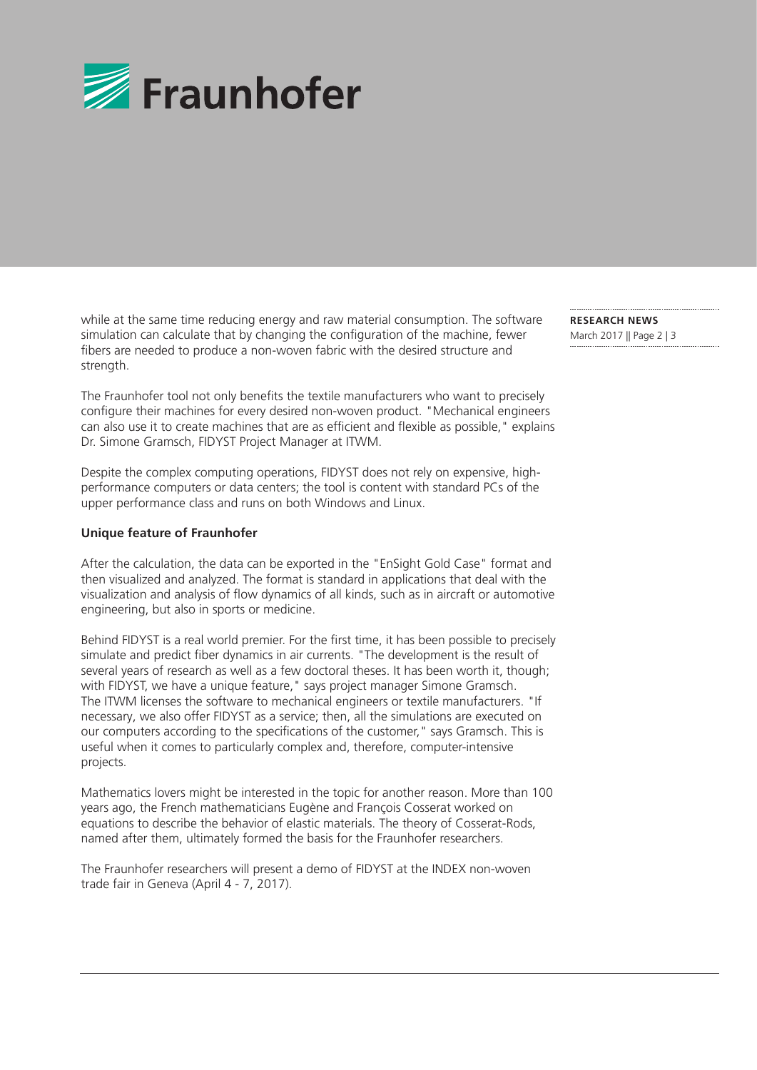while at the same time reducing energy and raw material consumption. The software simulation can calculate that by changing the configuration of the machine, fewer fibers are needed to produce a non-woven fabric with the desired structure and strength.

The Fraunhofer tool not only benefits the textile manufacturers who want to precisely configure their machines for every desired non-woven product. "Mechanical engineers can also use it to create machines that are as efficient and flexible as possible," explains Dr. Simone Gramsch, FIDYST Project Manager at ITWM.

Despite the complex computing operations, FIDYST does not rely on expensive, high-performance computers or data centers; the tool is content with standard PCs of the upper performance class and runs on both Windows and Linux.

**Unique feature of Fraunhofer**

After the calculation, the data can be exported in the "EnSight Gold Case" format and then visualized and analyzed. The format is standard in applications that deal with the visualization and analysis of flow dynamics of all kinds, such as in aircraft or automotive engineering, but also in sports or medicine.

Behind FIDYST is a real world premier. For the first time, it has been possible to precisely simulate and predict fiber dynamics in air currents. "The development is the result of several years of research as well as a few doctoral theses. It has been worth it, though; with FIDYST, we have a unique feature," says project manager Simone Gramsch. The ITWM licenses the software to mechanical engineers or textile manufacturers. "If necessary, we also offer FIDYST as a service; then, all the simulations are executed on our computers according to the specifications of the customer," says Gramsch. This is useful when it comes to particularly complex and, therefore, computer-intensive projects.

Mathematics lovers might be interested in the topic for another reason. More than 100 years ago, the French mathematicians Eugène and François Cosserat worked on equations to describe the behavior of elastic materials. The theory of Cosserat-Rods, named after them, ultimately formed the basis for the Fraunhofer researchers.

The Fraunhofer researchers will present a demo of FIDYST at the INDEX non-woven trade fair in Geneva (April 4 - 7, 2017).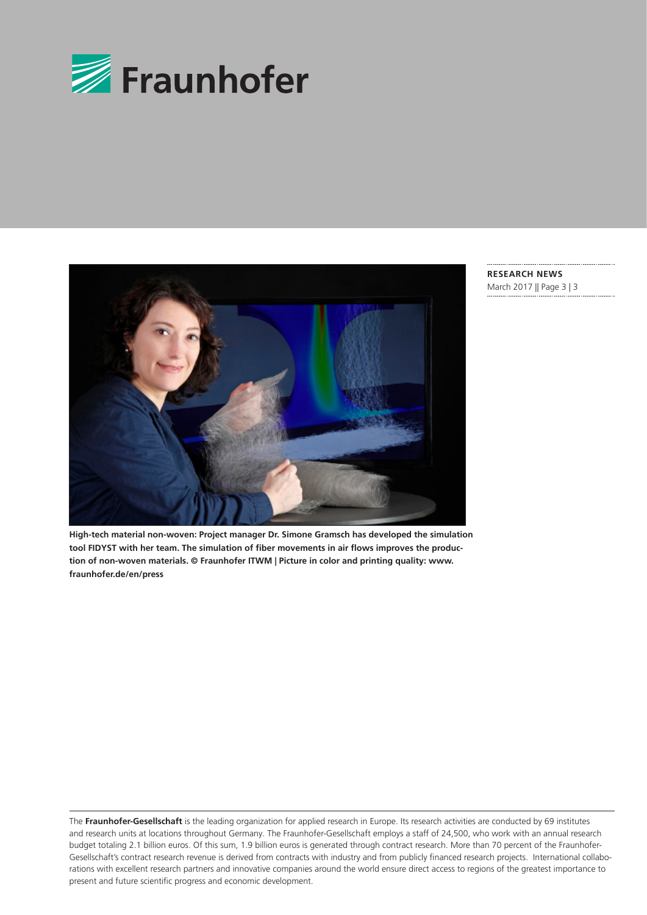**High-tech material non-woven: Project manager Dr. Simone Gramsch has developed the simulation tool FIDYST with her team. The simulation of fiber movements in air flows improves the production of non-woven materials. © Fraunhofer ITWM | Picture in color and printing quality: www.fraunhofer.de/en/press**

The **Fraunhofer-Gesellschaft** is the leading organization for applied research in Europe. Its research activities are conducted by 69 institutes and research units at locations throughout Germany. The Fraunhofer-Gesellschaft employs a staff of 24,500, who work with an annual research budget totaling 2.1 billion euros. Of this sum, 1.9 billion euros is generated through contract research. More than 70 percent of the Fraunhofer-Gesellschaft's contract research revenue is derived from contracts with industry and from publicly financed research projects. International collaborations with excellent research partners and innovative companies around the world ensure direct access to regions of the greatest importance to present and future scientific progress and economic development.